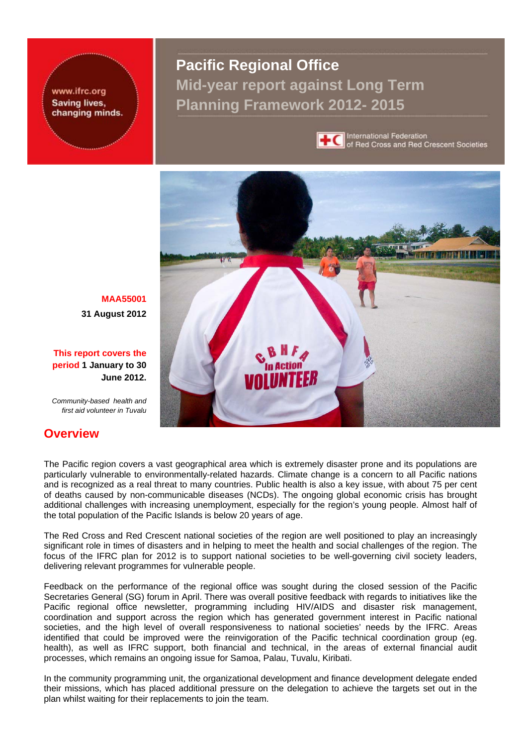www.ifrc.org
Saving lives, changing minds.

# Pacific Regional Office

## Mid-year report against Long Term Planning Framework 2012- 2015

International Federation of Red Cross and Red Crescent Societies

**MAA55001**
**31 August 2012**

**This report covers the period 1 January to 30 June 2012.**

*Community-based health and first aid volunteer in Tuvalu*

## Overview

The Pacific region covers a vast geographical area which is extremely disaster prone and its populations are particularly vulnerable to environmentally-related hazards. Climate change is a concern to all Pacific nations and is recognized as a real threat to many countries. Public health is also a key issue, with about 75 per cent of deaths caused by non-communicable diseases (NCDs). The ongoing global economic crisis has brought additional challenges with increasing unemployment, especially for the region's young people. Almost half of the total population of the Pacific Islands is below 20 years of age.

The Red Cross and Red Crescent national societies of the region are well positioned to play an increasingly significant role in times of disasters and in helping to meet the health and social challenges of the region. The focus of the IFRC plan for 2012 is to support national societies to be well-governing civil society leaders, delivering relevant programmes for vulnerable people.

Feedback on the performance of the regional office was sought during the closed session of the Pacific Secretaries General (SG) forum in April. There was overall positive feedback with regards to initiatives like the Pacific regional office newsletter, programming including HIV/AIDS and disaster risk management, coordination and support across the region which has generated government interest in Pacific national societies, and the high level of overall responsiveness to national societies' needs by the IFRC. Areas identified that could be improved were the reinvigoration of the Pacific technical coordination group (eg. health), as well as IFRC support, both financial and technical, in the areas of external financial audit processes, which remains an ongoing issue for Samoa, Palau, Tuvalu, Kiribati.

In the community programming unit, the organizational development and finance development delegate ended their missions, which has placed additional pressure on the delegation to achieve the targets set out in the plan whilst waiting for their replacements to join the team.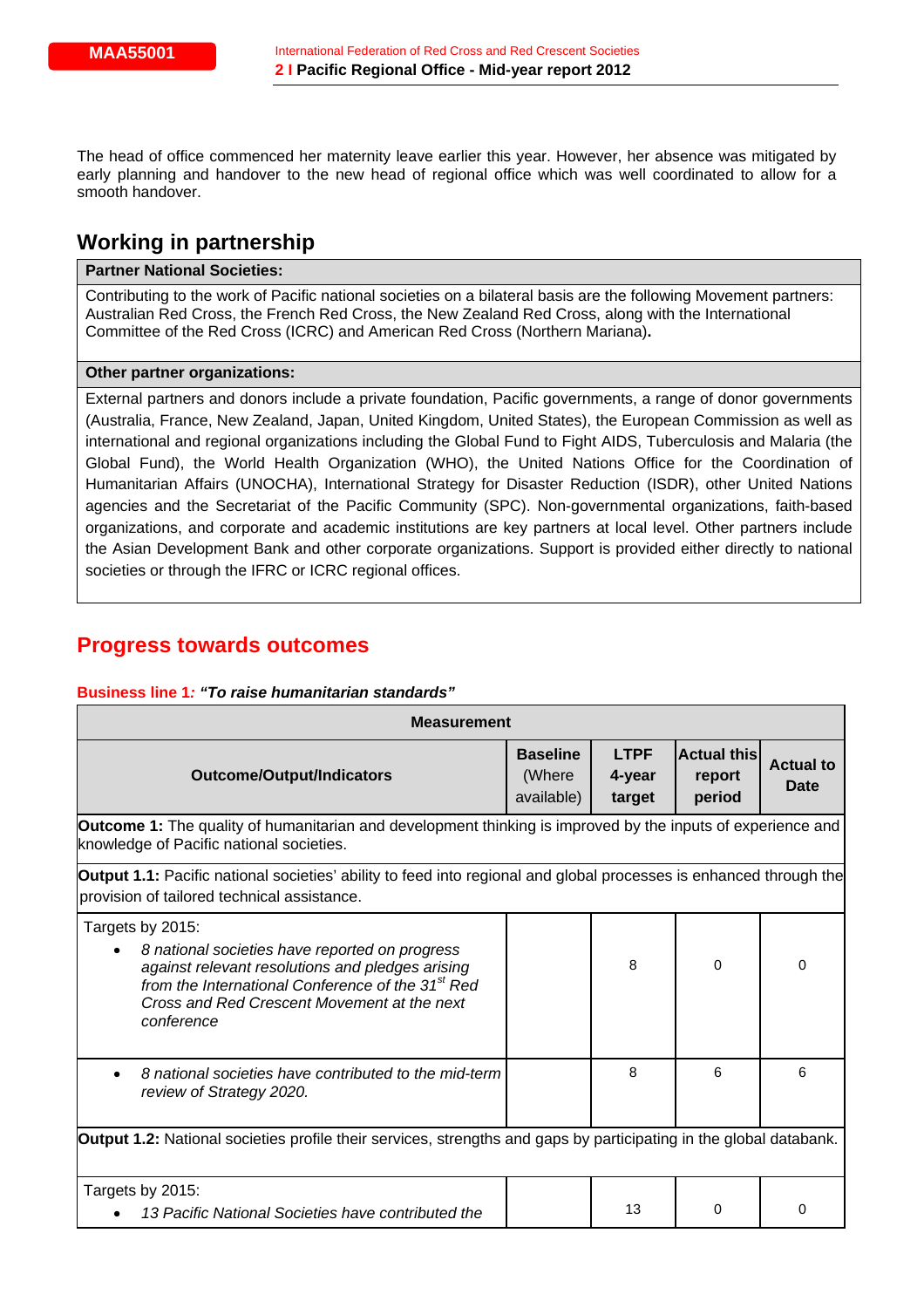The head of office commenced her maternity leave earlier this year. However, her absence was mitigated by early planning and handover to the new head of regional office which was well coordinated to allow for a smooth handover.

## Working in partnership

| Partner National Societies: |
|---|
| Contributing to the work of Pacific national societies on a bilateral basis are the following Movement partners: Australian Red Cross, the French Red Cross, the New Zealand Red Cross, along with the International Committee of the Red Cross (ICRC) and American Red Cross (Northern Mariana). |
| **Other partner organizations:** |
| External partners and donors include a private foundation, Pacific governments, a range of donor governments (Australia, France, Japan, United Kingdom, United States), the European Commission as well as international and regional organizations including the Global Fund to Fight AIDS, Tuberculosis and Malaria (the Global Fund), the World Health Organization (WHO), the United Nations Office for the Coordination of Humanitarian Affairs (UNOCHA), International Strategy for Disaster Reduction (ISDR), other United Nations agencies and the Secretariat of the Pacific Community (SPC). Non-governmental organizations, faith-based organizations, and corporate and academic institutions are key partners at local level. Other partners include the Asian Development Bank and other corporate organizations. Support is provided either directly to national societies or through the IFRC or ICRC regional offices. |

## Progress towards outcomes

**Business line 1: *"To raise humanitarian standards"***

| Measurement | | | | |
|---|---|---|---|---|
| **Outcome/Output/Indicators** | **Baseline** (Where available) | **LTPF 4-year target** | **Actual this report period** | **Actual to Date** |
| **Outcome 1:** The quality of humanitarian and development thinking is improved by the inputs of experience and knowledge of Pacific national societies. | | | | |
| **Output 1.1:** Pacific national societies' ability to feed into regional and global processes is enhanced through the provision of tailored technical assistance. | | | | |
| Targets by 2015:<br>• *8 national societies have reported on progress against relevant resolutions and pledges arising from the International Conference of the 31st Red Cross and Red Crescent Movement at the next conference* | | 8 | 0 | 0 |
| • *8 national societies have contributed to the mid-term review of Strategy 2020.* | | 8 | 6 | 6 |
| **Output 1.2:** National societies profile their services, strengths and gaps by participating in the global databank. | | | | |
| Targets by 2015:<br>• *13 Pacific National Societies have contributed the* | | 13 | 0 | 0 |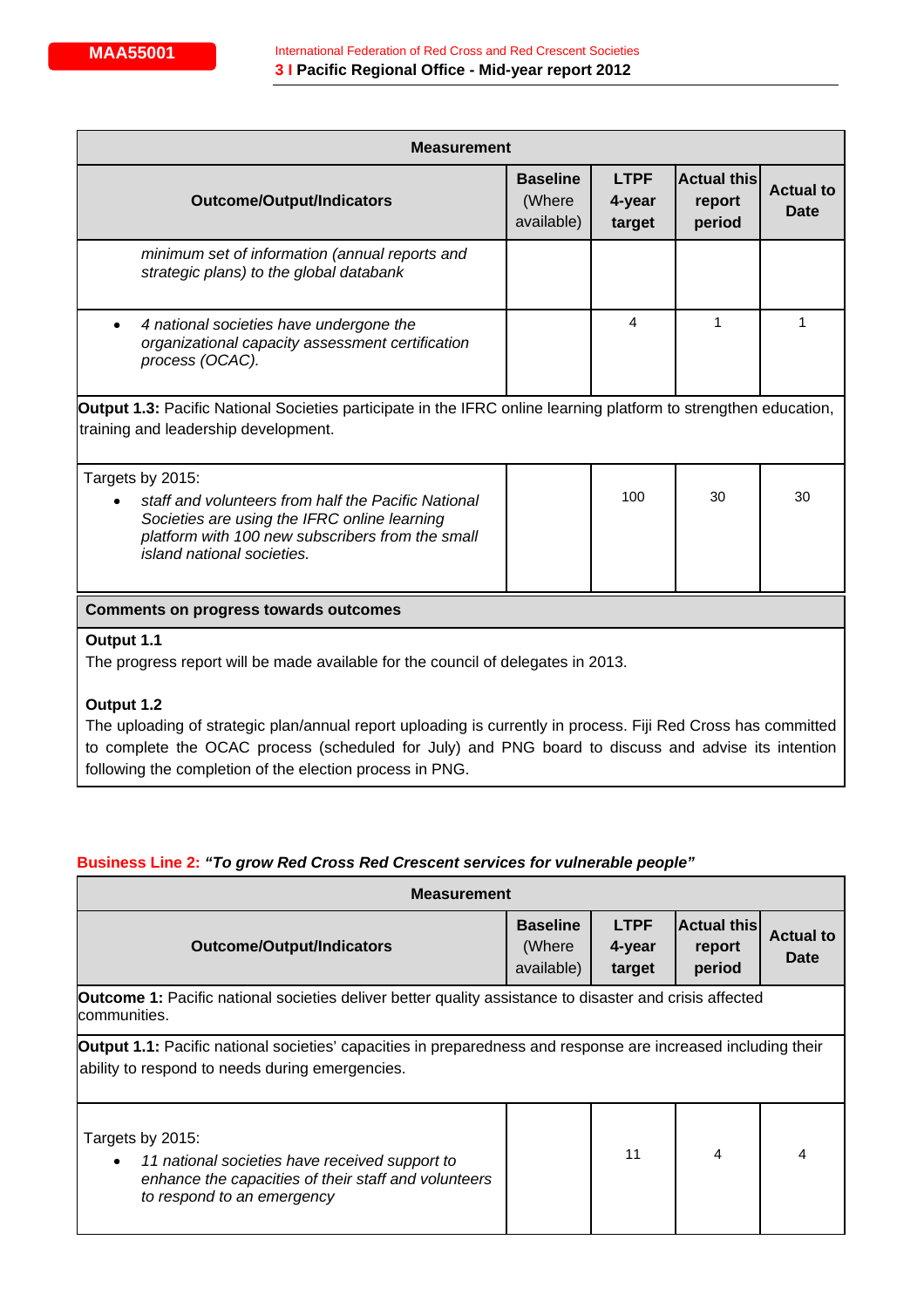| Measurement | | | | |
|---|---|---|---|---|
| **Outcome/Output/Indicators** | **Baseline** (Where available) | **LTPF 4-year target** | **Actual this report period** | **Actual to Date** |
| *minimum set of information (annual reports and strategic plans) to the global databank* | | | | |
| • *4 national societies have undergone the organizational capacity assessment certification process (OCAC).* | | 4 | 1 | 1 |
| **Output 1.3:** Pacific National Societies participate in the IFRC online learning platform to strengthen education, training and leadership development. | | | | |
| Targets by 2015: • *staff and volunteers from half the Pacific National Societies are using the IFRC online learning platform with 100 new subscribers from the small island national societies.* | | 100 | 30 | 30 |

**Comments on progress towards outcomes**

**Output 1.1**

The progress report will be made available for the council of delegates in 2013.

**Output 1.2**

The uploading of strategic plan/annual report uploading is currently in process. Fiji Red Cross has committed to complete the OCAC process (scheduled for July) and PNG board to discuss and advise its intention following the completion of the election process in PNG.

## Business Line 2: *"To grow Red Cross Red Crescent services for vulnerable people"*

| Measurement | | | | |
|---|---|---|---|---|
| **Outcome/Output/Indicators** | **Baseline** (Where available) | **LTPF 4-year target** | **Actual this report period** | **Actual to Date** |
| **Outcome 1:** Pacific national societies deliver better quality assistance to disaster and crisis affected communities. | | | | |
| **Output 1.1:** Pacific national societies' capacities in preparedness and response are increased including their ability to respond to needs during emergencies. | | | | |
| Targets by 2015: • *11 national societies have received support to enhance the capacities of their staff and volunteers to respond to an emergency* | | 11 | 4 | 4 |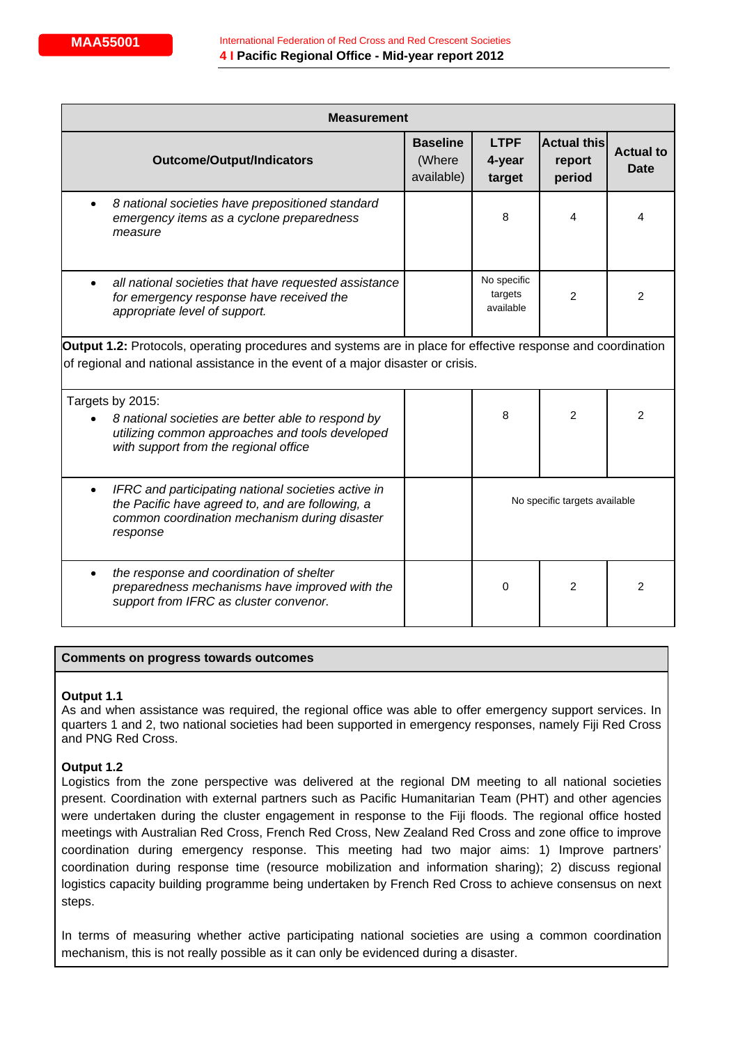| Measurement | | | | |
|---|---|---|---|---|
| **Outcome/Output/Indicators** | **Baseline** (Where available) | **LTPF 4-year target** | **Actual this report period** | **Actual to Date** |
| • *8 national societies have prepositioned standard emergency items as a cyclone preparedness measure* | | 8 | 4 | 4 |
| • *all national societies that have requested assistance for emergency response have received the appropriate level of support.* | | No specific targets available | 2 | 2 |
| **Output 1.2:** Protocols, operating procedures and systems are in place for effective response and coordination of regional and national assistance in the event of a major disaster or crisis. | | | | |
| Targets by 2015: • *8 national societies are better able to respond by utilizing common approaches and tools developed with support from the regional office* | | 8 | 2 | 2 |
| • *IFRC and participating national societies active in the Pacific have agreed to, and are following, a common coordination mechanism during disaster response* | | No specific targets available | | |
| • *the response and coordination of shelter preparedness mechanisms have improved with the support from IFRC as cluster convenor.* | | 0 | 2 | 2 |

**Comments on progress towards outcomes**

**Output 1.1**
As and when assistance was required, the regional office was able to offer emergency support services. In quarters 1 and 2, two national societies had been supported in emergency responses, namely Fiji Red Cross and PNG Red Cross.

**Output 1.2**
Logistics from the zone perspective was delivered at the regional DM meeting to all national societies present. Coordination with external partners such as Pacific Humanitarian Team (PHT) and other agencies were undertaken during the cluster engagement in response to the Fiji floods. The regional office hosted meetings with Australian Red Cross, French Red Cross, New Zealand Red Cross and zone office to improve coordination during emergency response. This meeting had two major aims: 1) Improve partners' coordination during response time (resource mobilization and information sharing); 2) discuss regional logistics capacity building programme being undertaken by French Red Cross to achieve consensus on next steps.

In terms of measuring whether active participating national societies are using a common coordination mechanism, this is not really possible as it can only be evidenced during a disaster.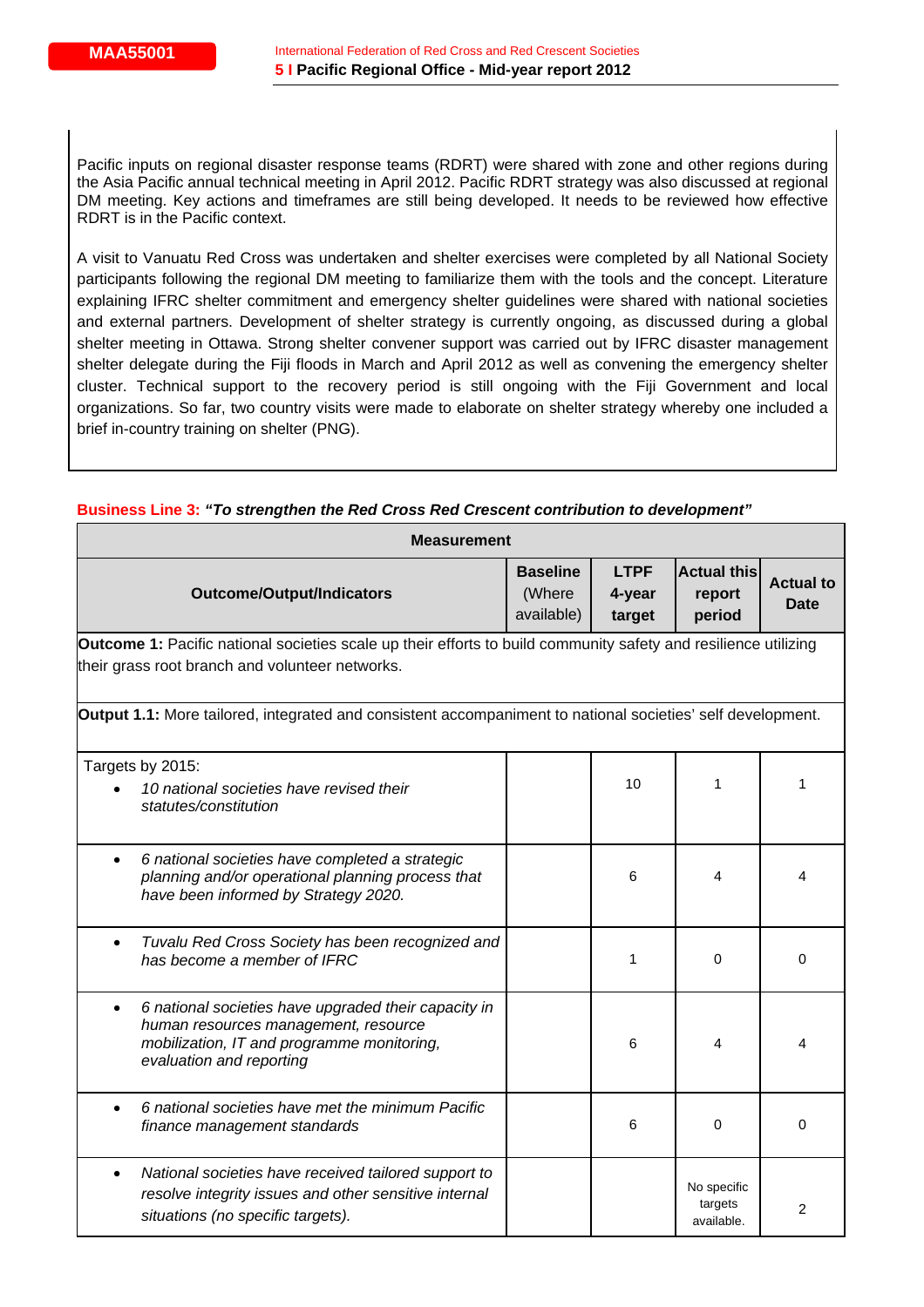Pacific inputs on regional disaster response teams (RDRT) were shared with zone and other regions during the Asia Pacific annual technical meeting in April 2012. Pacific RDRT strategy was also discussed at regional DM meeting. Key actions and timeframes are still being developed. It needs to be reviewed how effective RDRT is in the Pacific context.

A visit to Vanuatu Red Cross was undertaken and shelter exercises were completed by all National Society participants following the regional DM meeting to familiarize them with the tools and the concept. Literature explaining IFRC shelter commitment and emergency shelter guidelines were shared with national societies and external partners. Development of shelter strategy is currently ongoing, as discussed during a global shelter meeting in Ottawa. Strong shelter convener support was carried out by IFRC disaster management shelter delegate during the Fiji floods in March and April 2012 as well as convening the emergency shelter cluster. Technical support to the recovery period is still ongoing with the Fiji Government and local organizations. So far, two country visits were made to elaborate on shelter strategy whereby one included a brief in-country training on shelter (PNG).

**Business Line 3:** ***"To strengthen the Red Cross Red Crescent contribution to development"***

| Measurement | | | | |
|---|---|---|---|---|
| **Outcome/Output/Indicators** | **Baseline** (Where available) | **LTPF 4-year target** | **Actual this report period** | **Actual to Date** |
| **Outcome 1:** Pacific national societies scale up their efforts to build community safety and resilience utilizing their grass root branch and volunteer networks. | | | | |
| **Output 1.1:** More tailored, integrated and consistent accompaniment to national societies' self development. | | | | |
| Targets by 2015:<br>• *10 national societies have revised their statutes/constitution* | | 10 | 1 | 1 |
| • *6 national societies have completed a strategic planning and/or operational planning process that have been informed by Strategy 2020.* | | 6 | 4 | 4 |
| • *Tuvalu Red Cross Society has been recognized and has become a member of IFRC* | | 1 | 0 | 0 |
| • *6 national societies have upgraded their capacity in human resources management, resource mobilization, IT and programme monitoring, evaluation and reporting* | | 6 | 4 | 4 |
| • *6 national societies have met the minimum Pacific finance management standards* | | 6 | 0 | 0 |
| • *National societies have received tailored support to resolve integrity issues and other sensitive internal situations (no specific targets).* | | | No specific targets available. | 2 |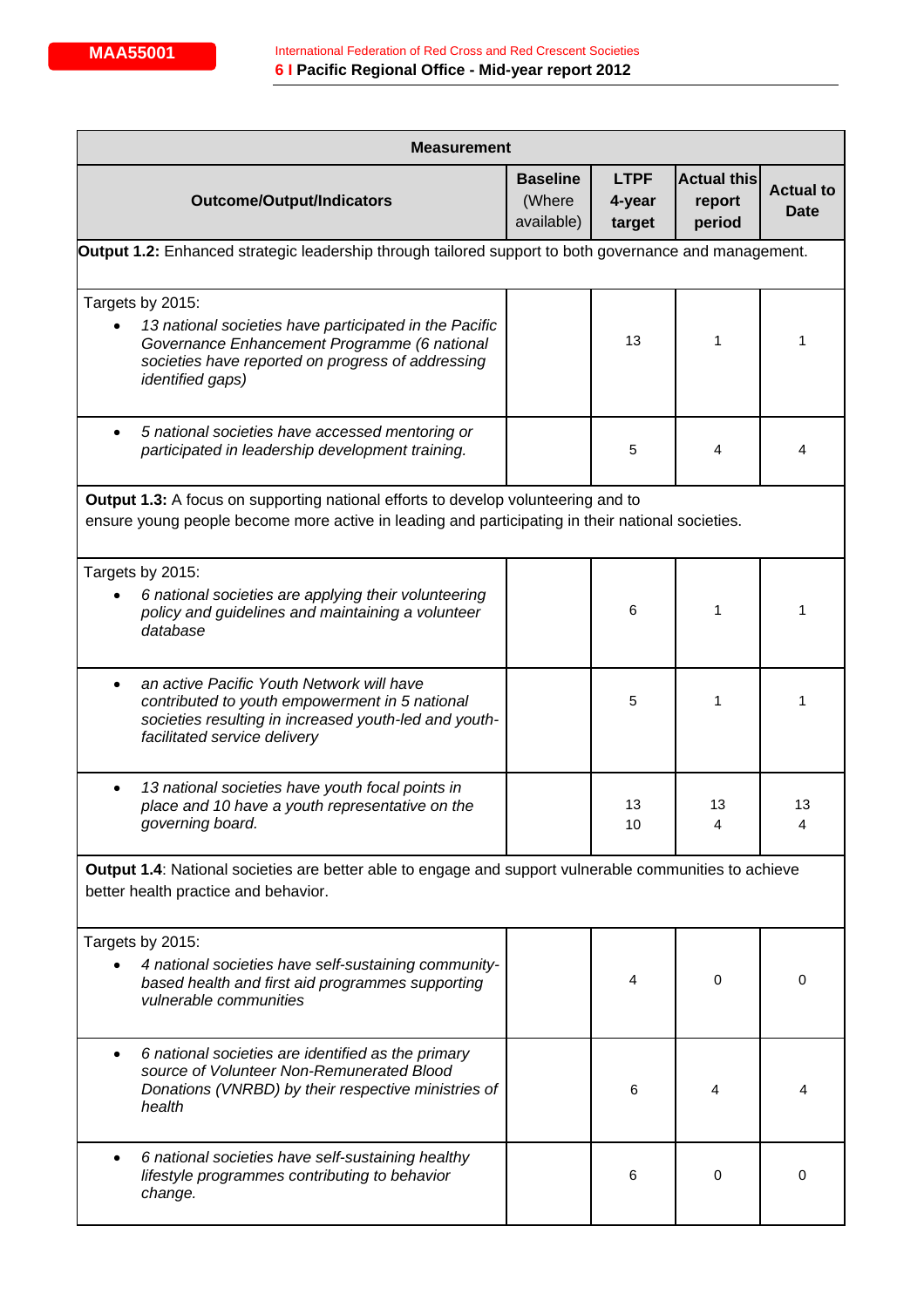| Measurement | | | | |
|---|---|---|---|---|
| **Outcome/Output/Indicators** | **Baseline** (Where available) | **LTPF 4-year target** | **Actual this report period** | **Actual to Date** |
| **Output 1.2:** Enhanced strategic leadership through tailored support to both governance and management. | | | | |
| Targets by 2015: <br>• *13 national societies have participated in the Pacific Governance Enhancement Programme (6 national societies have reported on progress of addressing identified gaps)* | | 13 | 1 | 1 |
| • *5 national societies have accessed mentoring or participated in leadership development training.* | | 5 | 4 | 4 |
| **Output 1.3:** A focus on supporting national efforts to develop volunteering and to ensure young people become more active in leading and participating in their national societies. | | | | |
| Targets by 2015: <br>• *6 national societies are applying their volunteering policy and guidelines and maintaining a volunteer database* | | 6 | 1 | 1 |
| • *an active Pacific Youth Network will have contributed to youth empowerment in 5 national societies resulting in increased youth-led and youth-facilitated service delivery* | | 5 | 1 | 1 |
| • *13 national societies have youth focal points in place and 10 have a youth representative on the governing board.* | | 13<br>10 | 13<br>4 | 13<br>4 |
| **Output 1.4**: National societies are better able to engage and support vulnerable communities to achieve better health practice and behavior. | | | | |
| Targets by 2015: <br>• *4 national societies have self-sustaining community-based health and first aid programmes supporting vulnerable communities* | | 4 | 0 | 0 |
| • *6 national societies are identified as the primary source of Volunteer Non-Remunerated Blood Donations (VNRBD) by their respective ministries of health* | | 6 | 4 | 4 |
| • *6 national societies have self-sustaining healthy lifestyle programmes contributing to behavior change.* | | 6 | 0 | 0 |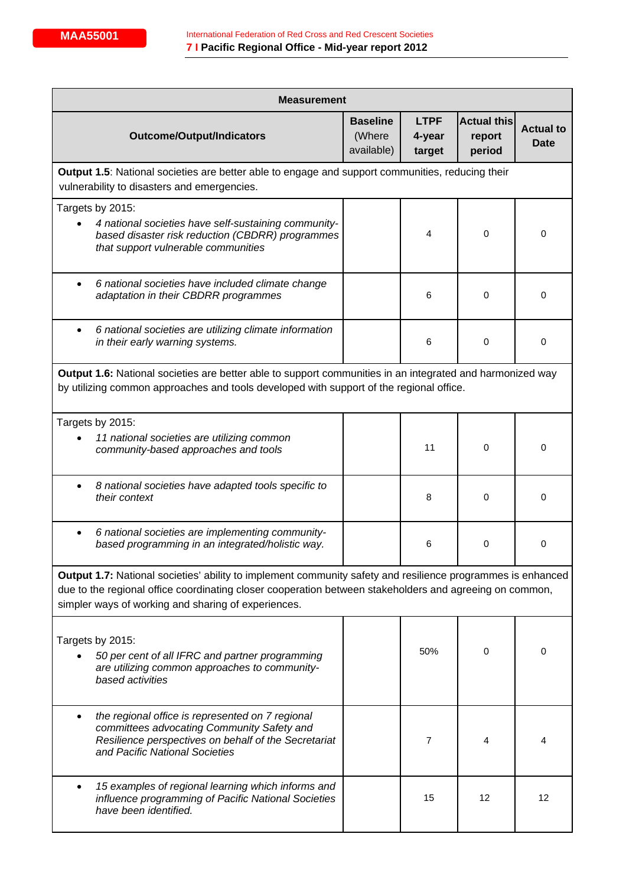| Measurement | | | | |
|---|---|---|---|---|
| **Outcome/Output/Indicators** | **Baseline** (Where available) | **LTPF 4-year target** | **Actual this report period** | **Actual to Date** |
| **Output 1.5**: National societies are better able to engage and support communities, reducing their vulnerability to disasters and emergencies. | | | | |
| Targets by 2015: <br>• *4 national societies have self-sustaining community-based disaster risk reduction (CBDRR) programmes that support vulnerable communities* | | 4 | 0 | 0 |
| • *6 national societies have included climate change adaptation in their CBDRR programmes* | | 6 | 0 | 0 |
| • *6 national societies are utilizing climate information in their early warning systems.* | | 6 | 0 | 0 |
| **Output 1.6:** National societies are better able to support communities in an integrated and harmonized way by utilizing common approaches and tools developed with support of the regional office. | | | | |
| Targets by 2015: <br>• *11 national societies are utilizing common community-based approaches and tools* | | 11 | 0 | 0 |
| • *8 national societies have adapted tools specific to their context* | | 8 | 0 | 0 |
| • *6 national societies are implementing community-based programming in an integrated/holistic way.* | | 6 | 0 | 0 |
| **Output 1.7:** National societies' ability to implement community safety and resilience programmes is enhanced due to the regional office coordinating closer cooperation between stakeholders and agreeing on common, simpler ways of working and sharing of experiences. | | | | |
| Targets by 2015: <br>• *50 per cent of all IFRC and partner programming are utilizing common approaches to community-based activities* | | 50% | 0 | 0 |
| • *the regional office is represented on 7 regional committees advocating Community Safety and Resilience perspectives on behalf of the Secretariat and Pacific National Societies* | | 7 | 4 | 4 |
| • *15 examples of regional learning which informs and influence programming of Pacific National Societies have been identified.* | | 15 | 12 | 12 |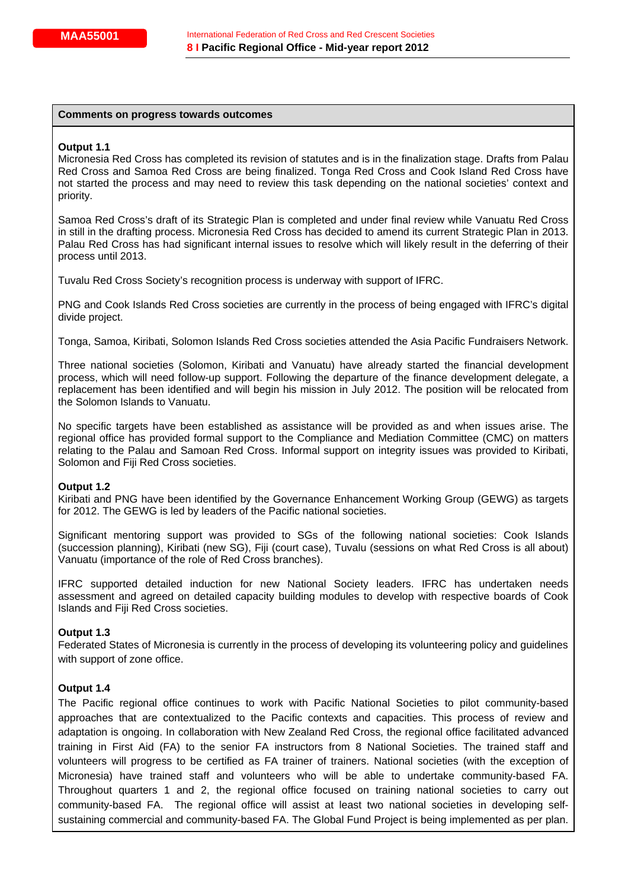**Comments on progress towards outcomes**

**Output 1.1**
Micronesia Red Cross has completed its revision of statutes and is in the finalization stage. Drafts from Palau Red Cross and Samoa Red Cross are being finalized. Tonga Red Cross and Cook Island Red Cross have not started the process and may need to review this task depending on the national societies' context and priority.

Samoa Red Cross's draft of its Strategic Plan is completed and under final review while Vanuatu Red Cross in still in the drafting process. Micronesia Red Cross has decided to amend its current Strategic Plan in 2013. Palau Red Cross has had significant internal issues to resolve which will likely result in the deferring of their process until 2013.

Tuvalu Red Cross Society's recognition process is underway with support of IFRC.

PNG and Cook Islands Red Cross societies are currently in the process of being engaged with IFRC's digital divide project.

Tonga, Samoa, Kiribati, Solomon Islands Red Cross societies attended the Asia Pacific Fundraisers Network.

Three national societies (Solomon, Kiribati and Vanuatu) have already started the financial development process, which will need follow-up support. Following the departure of the finance development delegate, a replacement has been identified and will begin his mission in July 2012. The position will be relocated from the Solomon Islands to Vanuatu.

No specific targets have been established as assistance will be provided as and when issues arise. The regional office has provided formal support to the Compliance and Mediation Committee (CMC) on matters relating to the Palau and Samoan Red Cross. Informal support on integrity issues was provided to Kiribati, Solomon and Fiji Red Cross societies.

**Output 1.2**
Kiribati and PNG have been identified by the Governance Enhancement Working Group (GEWG) as targets for 2012. The GEWG is led by leaders of the Pacific national societies.

Significant mentoring support was provided to SGs of the following national societies: Cook Islands (succession planning), Kiribati (new SG), Fiji (court case), Tuvalu (sessions on what Red Cross is all about) Vanuatu (importance of the role of Red Cross branches).

IFRC supported detailed induction for new National Society leaders. IFRC has undertaken needs assessment and agreed on detailed capacity building modules to develop with respective boards of Cook Islands and Fiji Red Cross societies.

**Output 1.3**
Federated States of Micronesia is currently in the process of developing its volunteering policy and guidelines with support of zone office.

**Output 1.4**
The Pacific regional office continues to work with Pacific National Societies to pilot community-based approaches that are contextualized to the Pacific contexts and capacities. This process of review and adaptation is ongoing. In collaboration with New Zealand Red Cross, the regional office facilitated advanced training in First Aid (FA) to the senior FA instructors from 8 National Societies. The trained staff and volunteers will progress to be certified as FA trainer of trainers. National societies (with the exception of Micronesia) have trained staff and volunteers who will be able to undertake community-based FA. Throughout quarters 1 and 2, the regional office focused on training national societies to carry out community-based FA. The regional office will assist at least two national societies in developing self-sustaining commercial and community-based FA. The Global Fund Project is being implemented as per plan.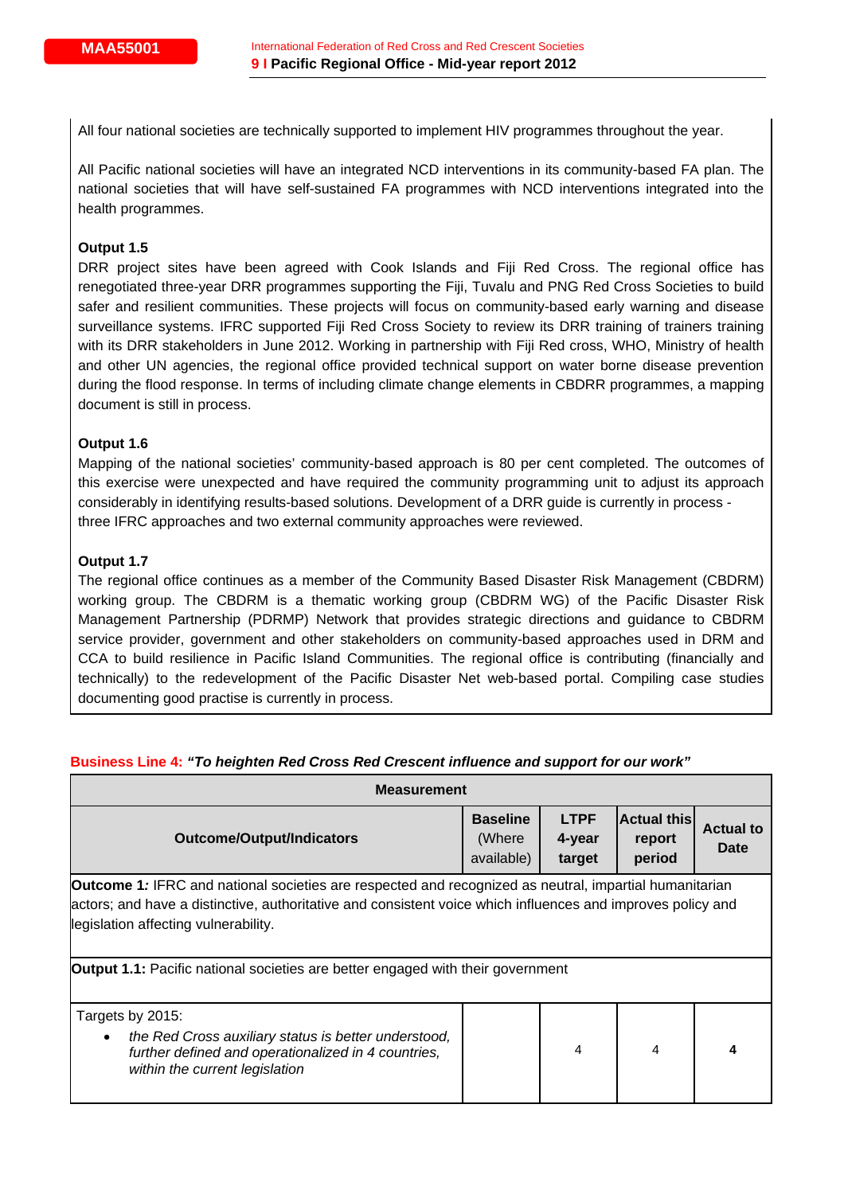All four national societies are technically supported to implement HIV programmes throughout the year.

All Pacific national societies will have an integrated NCD interventions in its community-based FA plan. The national societies that will have self-sustained FA programmes with NCD interventions integrated into the health programmes.

**Output 1.5**
DRR project sites have been agreed with Cook Islands and Fiji Red Cross. The regional office has renegotiated three-year DRR programmes supporting the Fiji, Tuvalu and PNG Red Cross Societies to build safer and resilient communities. These projects will focus on community-based early warning and disease surveillance systems. IFRC supported Fiji Red Cross Society to review its DRR training of trainers training with its DRR stakeholders in June 2012. Working in partnership with Fiji Red cross, WHO, Ministry of health and other UN agencies, the regional office provided technical support on water borne disease prevention during the flood response. In terms of including climate change elements in CBDRR programmes, a mapping document is still in process.

**Output 1.6**
Mapping of the national societies' community-based approach is 80 per cent completed. The outcomes of this exercise were unexpected and have required the community programming unit to adjust its approach considerably in identifying results-based solutions. Development of a DRR guide is currently in process - three IFRC approaches and two external community approaches were reviewed.

**Output 1.7**
The regional office continues as a member of the Community Based Disaster Risk Management (CBDRM) working group. The CBDRM is a thematic working group (CBDRM WG) of the Pacific Disaster Risk Management Partnership (PDRMP) Network that provides strategic directions and guidance to CBDRM service provider, government and other stakeholders on community-based approaches used in DRM and CCA to build resilience in Pacific Island Communities. The regional office is contributing (financially and technically) to the redevelopment of the Pacific Disaster Net web-based portal. Compiling case studies documenting good practise is currently in process.

**Business Line 4:** ***"To heighten Red Cross Red Crescent influence and support for our work"***

| Measurement | | | | |
|---|---|---|---|---|
| **Outcome/Output/Indicators** | **Baseline** (Where available) | **LTPF 4-year target** | **Actual this report period** | **Actual to Date** |
| **Outcome 1***:* IFRC and national societies are respected and recognized as neutral, impartial humanitarian actors; and have a distinctive, authoritative and consistent voice which influences and improves policy and legislation affecting vulnerability. | | | | |
| **Output 1.1:** Pacific national societies are better engaged with their government | | | | |
| Targets by 2015:<br>• *the Red Cross auxiliary status is better understood, further defined and operationalized in 4 countries, within the current legislation* | | 4 | 4 | **4** |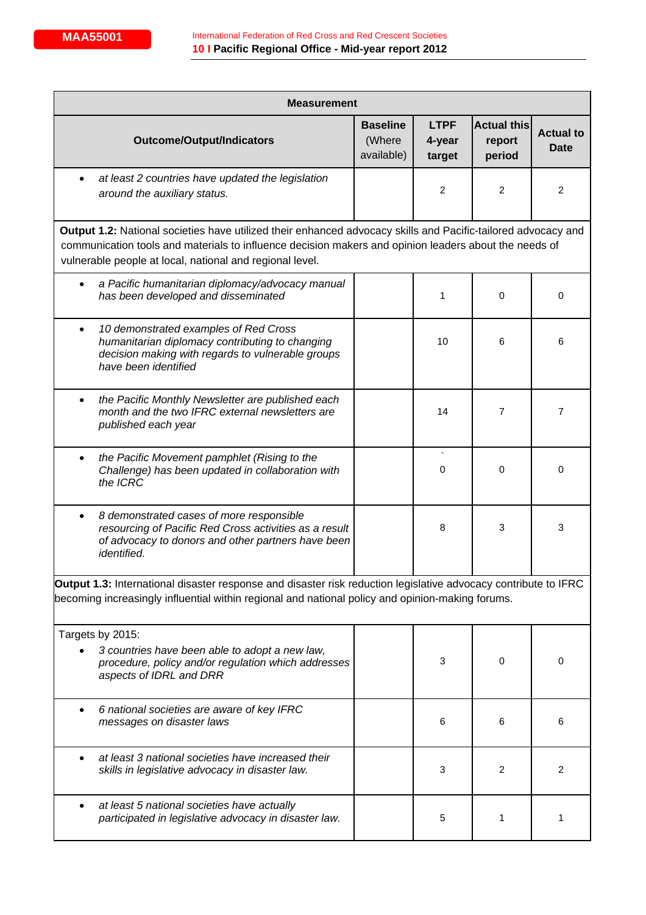| Measurement | | | | |
|---|---|---|---|---|
| **Outcome/Output/Indicators** | **Baseline** (Where available) | **LTPF 4-year target** | **Actual this report period** | **Actual to Date** |
| • *at least 2 countries have updated the legislation around the auxiliary status.* | | 2 | 2 | 2 |
| **Output 1.2:** National societies have utilized their enhanced advocacy skills and Pacific-tailored advocacy and communication tools and materials to influence decision makers and opinion leaders about the needs of vulnerable people at local, national and regional level. | | | | |
| • *a Pacific humanitarian diplomacy/advocacy manual has been developed and disseminated* | | 1 | 0 | 0 |
| • *10 demonstrated examples of Red Cross humanitarian diplomacy contributing to changing decision making with regards to vulnerable groups have been identified* | | 10 | 6 | 6 |
| • *the Pacific Monthly Newsletter are published each month and the two IFRC external newsletters are published each year* | | 14 | 7 | 7 |
| • *the Pacific Movement pamphlet (Rising to the Challenge) has been updated in collaboration with the ICRC* | | ` 0 | 0 | 0 |
| • *8 demonstrated cases of more responsible resourcing of Pacific Red Cross activities as a result of advocacy to donors and other partners have been identified.* | | 8 | 3 | 3 |
| **Output 1.3:** International disaster response and disaster risk reduction legislative advocacy contribute to IFRC becoming increasingly influential within regional and national policy and opinion-making forums. | | | | |
| Targets by 2015:<br>• *3 countries have been able to adopt a new law, procedure, policy and/or regulation which addresses aspects of IDRL and DRR* | | 3 | 0 | 0 |
| • *6 national societies are aware of key IFRC messages on disaster laws* | | 6 | 6 | 6 |
| • *at least 3 national societies have increased their skills in legislative advocacy in disaster law.* | | 3 | 2 | 2 |
| • *at least 5 national societies have actually participated in legislative advocacy in disaster law.* | | 5 | 1 | 1 |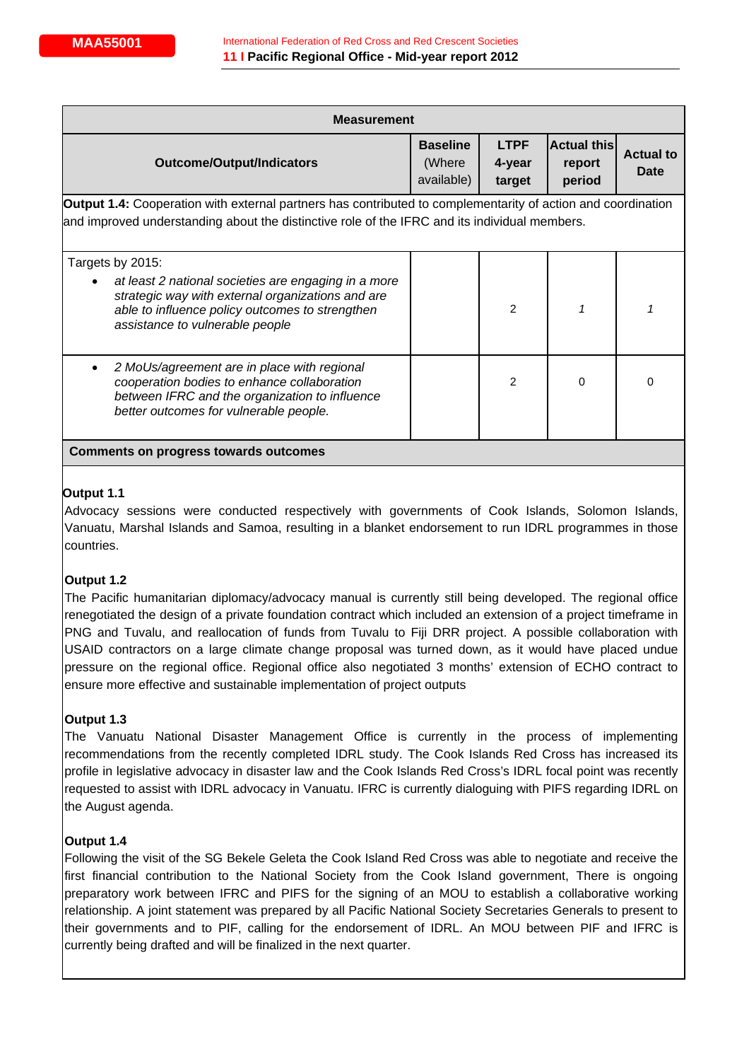| Measurement | | | | |
|---|---|---|---|---|
| Outcome/Output/Indicators | Baseline (Where available) | LTPF 4-year target | Actual this report period | Actual to Date |
| **Output 1.4:** Cooperation with external partners has contributed to complementarity of action and coordination and improved understanding about the distinctive role of the IFRC and its individual members. | | | | |
| Targets by 2015:<br>• *at least 2 national societies are engaging in a more strategic way with external organizations and are able to influence policy outcomes to strengthen assistance to vulnerable people* | | 2 | *1* | *1* |
| • *2 MoUs/agreement are in place with regional cooperation bodies to enhance collaboration between IFRC and the organization to influence better outcomes for vulnerable people.* | | 2 | 0 | 0 |

**Comments on progress towards outcomes**

**Output 1.1**

Advocacy sessions were conducted respectively with governments of Cook Islands, Solomon Islands, Vanuatu, Marshal Islands and Samoa, resulting in a blanket endorsement to run IDRL programmes in those countries.

**Output 1.2**

The Pacific humanitarian diplomacy/advocacy manual is currently still being developed. The regional office renegotiated the design of a private foundation contract which included an extension of a project timeframe in PNG and Tuvalu, and reallocation of funds from Tuvalu to Fiji DRR project. A possible collaboration with USAID contractors on a large climate change proposal was turned down, as it would have placed undue pressure on the regional office. Regional office also negotiated 3 months' extension of ECHO contract to ensure more effective and sustainable implementation of project outputs

**Output 1.3**

The Vanuatu National Disaster Management Office is currently in the process of implementing recommendations from the recently completed IDRL study. The Cook Islands Red Cross has increased its profile in legislative advocacy in disaster law and the Cook Islands Red Cross's IDRL focal point was recently requested to assist with IDRL advocacy in Vanuatu. IFRC is currently dialoguing with PIFS regarding IDRL on the August agenda.

**Output 1.4**

Following the visit of the SG Bekele Geleta the Cook Island Red Cross was able to negotiate and receive the first financial contribution to the National Society from the Cook Island government, There is ongoing preparatory work between IFRC and PIFS for the signing of an MOU to establish a collaborative working relationship. A joint statement was prepared by all Pacific National Society Secretaries Generals to present to their governments and to PIF, calling for the endorsement of IDRL. An MOU between PIF and IFRC is currently being drafted and will be finalized in the next quarter.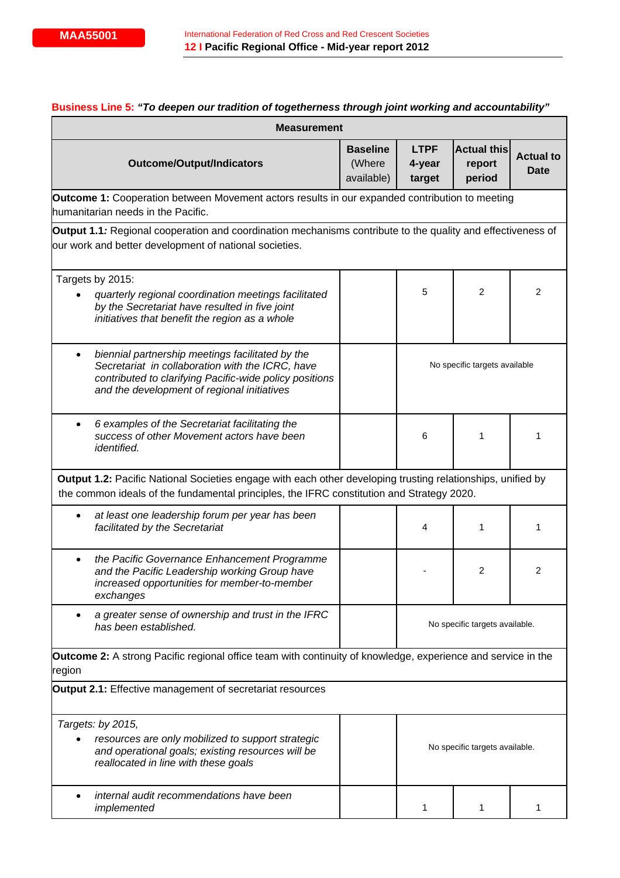**Business Line 5:** ***"To deepen our tradition of togetherness through joint working and accountability"***

| Measurement | | | | |
|---|---|---|---|---|
| **Outcome/Output/Indicators** | **Baseline** (Where available) | **LTPF 4-year target** | **Actual this report period** | **Actual to Date** |
| **Outcome 1:** Cooperation between Movement actors results in our expanded contribution to meeting humanitarian needs in the Pacific. | | | | |
| **Output 1.1***:* Regional cooperation and coordination mechanisms contribute to the quality and effectiveness of our work and better development of national societies. | | | | |
| Targets by 2015:<br>• *quarterly regional coordination meetings facilitated by the Secretariat have resulted in five joint initiatives that benefit the region as a whole* | | 5 | 2 | 2 |
| • *biennial partnership meetings facilitated by the Secretariat in collaboration with the ICRC, have contributed to clarifying Pacific-wide policy positions and the development of regional initiatives* | | No specific targets available | | |
| • *6 examples of the Secretariat facilitating the success of other Movement actors have been identified.* | | 6 | 1 | 1 |
| **Output 1.2:** Pacific National Societies engage with each other developing trusting relationships, unified by the common ideals of the fundamental principles, the IFRC constitution and Strategy 2020. | | | | |
| • *at least one leadership forum per year has been facilitated by the Secretariat* | | 4 | 1 | 1 |
| • *the Pacific Governance Enhancement Programme and the Pacific Leadership working Group have increased opportunities for member-to-member exchanges* | | - | 2 | 2 |
| • *a greater sense of ownership and trust in the IFRC has been established.* | | No specific targets available. | | |
| **Outcome 2:** A strong Pacific regional office team with continuity of knowledge, experience and service in the region | | | | |
| **Output 2.1:** Effective management of secretariat resources | | | | |
| *Targets: by 2015,*<br>• *resources are only mobilized to support strategic and operational goals; existing resources will be reallocated in line with these goals* | | No specific targets available. | | |
| • *internal audit recommendations have been implemented* | | 1 | 1 | 1 |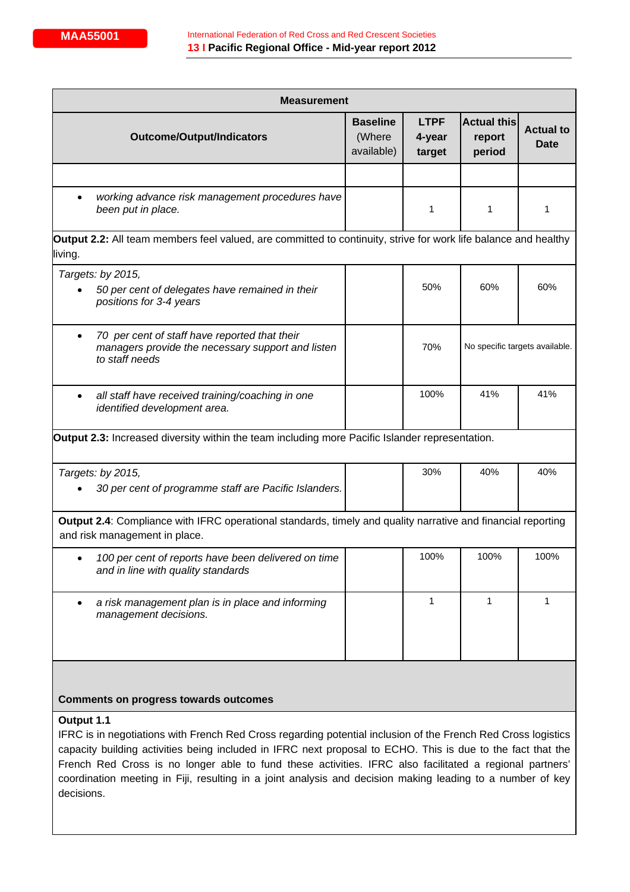| Measurement | | | | |
|---|---|---|---|---|
| **Outcome/Output/Indicators** | **Baseline** (Where available) | **LTPF 4-year target** | **Actual this report period** | **Actual to Date** |
| | | | | |
| • *working advance risk management procedures have been put in place.* | | 1 | 1 | 1 |
| **Output 2.2:** All team members feel valued, are committed to continuity, strive for work life balance and healthy living. | | | | |
| *Targets: by 2015,*<br>• *50 per cent of delegates have remained in their positions for 3-4 years* | | 50% | 60% | 60% |
| • *70 per cent of staff have reported that their managers provide the necessary support and listen to staff needs* | | 70% | No specific targets available. | |
| • *all staff have received training/coaching in one identified development area.* | | 100% | 41% | 41% |
| **Output 2.3:** Increased diversity within the team including more Pacific Islander representation. | | | | |
| *Targets: by 2015,*<br>• *30 per cent of programme staff are Pacific Islanders.* | | 30% | 40% | 40% |
| **Output 2.4**: Compliance with IFRC operational standards, timely and quality narrative and financial reporting and risk management in place. | | | | |
| • *100 per cent of reports have been delivered on time and in line with quality standards* | | 100% | 100% | 100% |
| • *a risk management plan is in place and informing management decisions.* | | 1 | 1 | 1 |

**Comments on progress towards outcomes**

**Output 1.1**

IFRC is in negotiations with French Red Cross regarding potential inclusion of the French Red Cross logistics capacity building activities being included in IFRC next proposal to ECHO. This is due to the fact that the French Red Cross is no longer able to fund these activities. IFRC also facilitated a regional partners' coordination meeting in Fiji, resulting in a joint analysis and decision making leading to a number of key decisions.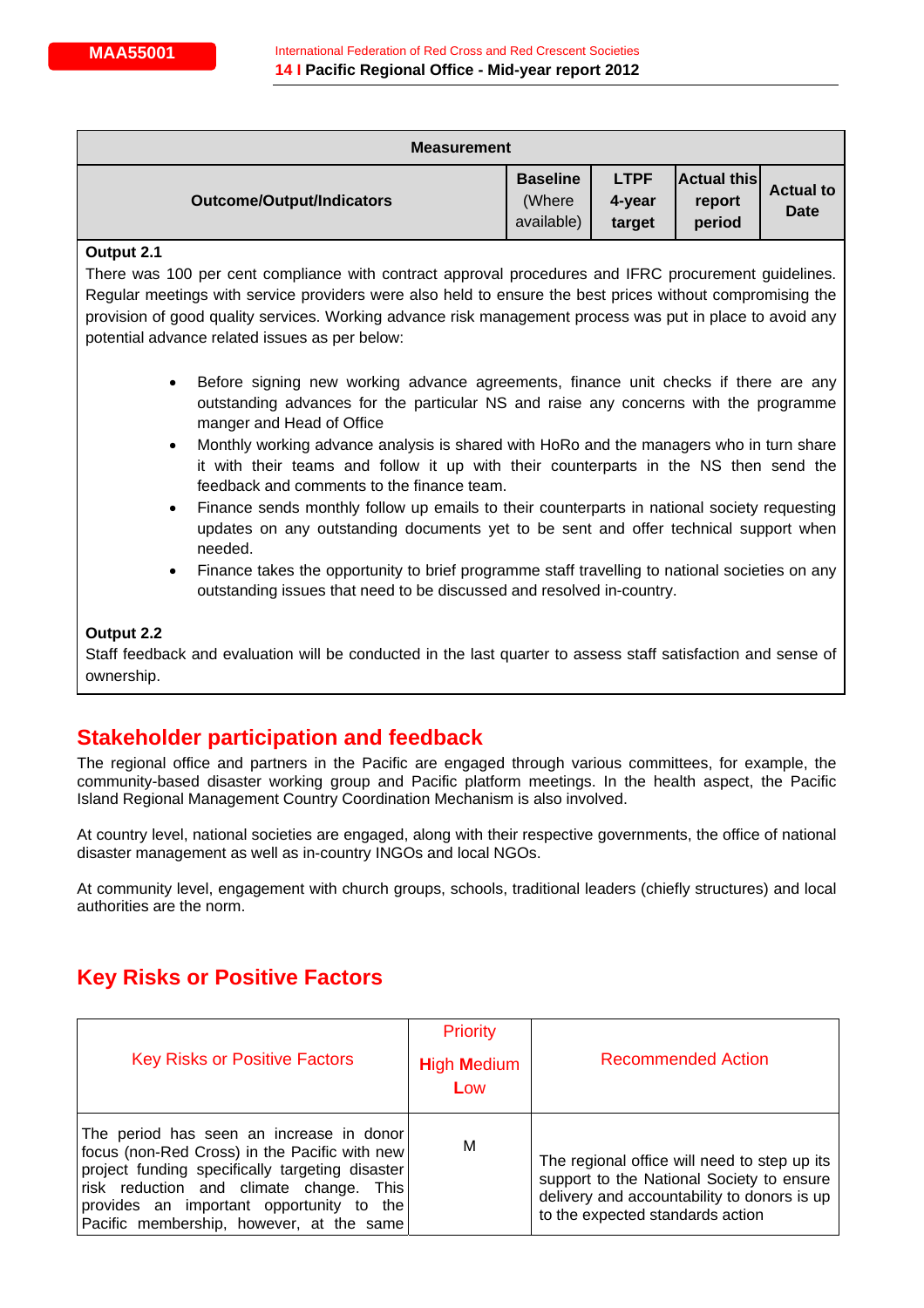| Measurement | | | | |
|---|---|---|---|---|
| **Outcome/Output/Indicators** | **Baseline** (Where available) | **LTPF 4-year target** | **Actual this report period** | **Actual to Date** |

**Output 2.1**

There was 100 per cent compliance with contract approval procedures and IFRC procurement guidelines. Regular meetings with service providers were also held to ensure the best prices without compromising the provision of good quality services. Working advance risk management process was put in place to avoid any potential advance related issues as per below:

- Before signing new working advance agreements, finance unit checks if there are any outstanding advances for the particular NS and raise any concerns with the programme manger and Head of Office
- Monthly working advance analysis is shared with HoRo and the managers who in turn share it with their teams and follow it up with their counterparts in the NS then send the feedback and comments to the finance team.
- Finance sends monthly follow up emails to their counterparts in national society requesting updates on any outstanding documents yet to be sent and offer technical support when needed.
- Finance takes the opportunity to brief programme staff travelling to national societies on any outstanding issues that need to be discussed and resolved in-country.

**Output 2.2**

Staff feedback and evaluation will be conducted in the last quarter to assess staff satisfaction and sense of ownership.

## Stakeholder participation and feedback

The regional office and partners in the Pacific are engaged through various committees, for example, the community-based disaster working group and Pacific platform meetings. In the health aspect, the Pacific Island Regional Management Country Coordination Mechanism is also involved.

At country level, national societies are engaged, along with their respective governments, the office of national disaster management as well as in-country INGOs and local NGOs.

At community level, engagement with church groups, schools, traditional leaders (chiefly structures) and local authorities are the norm.

## Key Risks or Positive Factors

| Key Risks or Positive Factors | Priority High Medium Low | Recommended Action |
|---|---|---|
| The period has seen an increase in donor focus (non-Red Cross) in the Pacific with new project funding specifically targeting disaster risk reduction and climate change. This provides an important opportunity to the Pacific membership, however, at the same | M | The regional office will need to step up its support to the National Society to ensure delivery and accountability to donors is up to the expected standards action |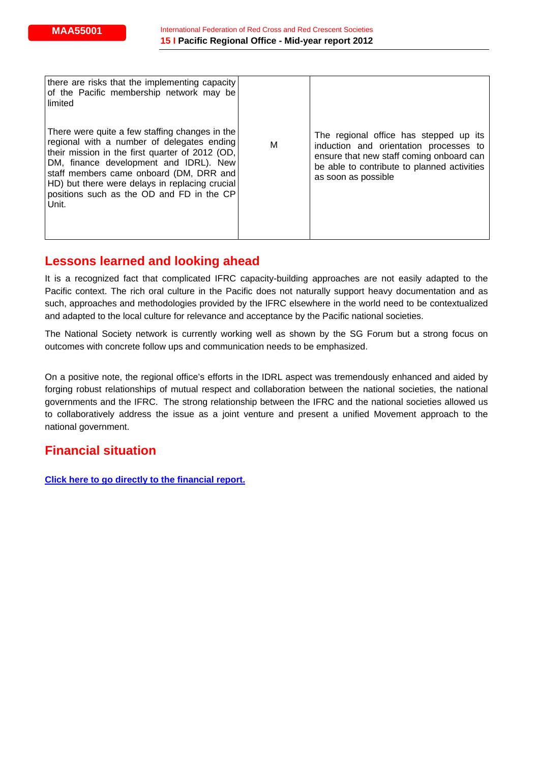| | | |
|---|---|---|
| there are risks that the implementing capacity of the Pacific membership network may be limited<br><br>There were quite a few staffing changes in the regional with a number of delegates ending their mission in the first quarter of 2012 (OD, DM, finance development and IDRL). New staff members came onboard (DM, DRR and HD) but there were delays in replacing crucial positions such as the OD and FD in the CP Unit. | M | The regional office has stepped up its induction and orientation processes to ensure that new staff coming onboard can be able to contribute to planned activities as soon as possible |

## Lessons learned and looking ahead

It is a recognized fact that complicated IFRC capacity-building approaches are not easily adapted to the Pacific context. The rich oral culture in the Pacific does not naturally support heavy documentation and as such, approaches and methodologies provided by the IFRC elsewhere in the world need to be contextualized and adapted to the local culture for relevance and acceptance by the Pacific national societies.

The National Society network is currently working well as shown by the SG Forum but a strong focus on outcomes with concrete follow ups and communication needs to be emphasized.

On a positive note, the regional office's efforts in the IDRL aspect was tremendously enhanced and aided by forging robust relationships of mutual respect and collaboration between the national societies, the national governments and the IFRC. The strong relationship between the IFRC and the national societies allowed us to collaboratively address the issue as a joint venture and present a unified Movement approach to the national government.

## Financial situation

**Click here to go directly to the financial report.**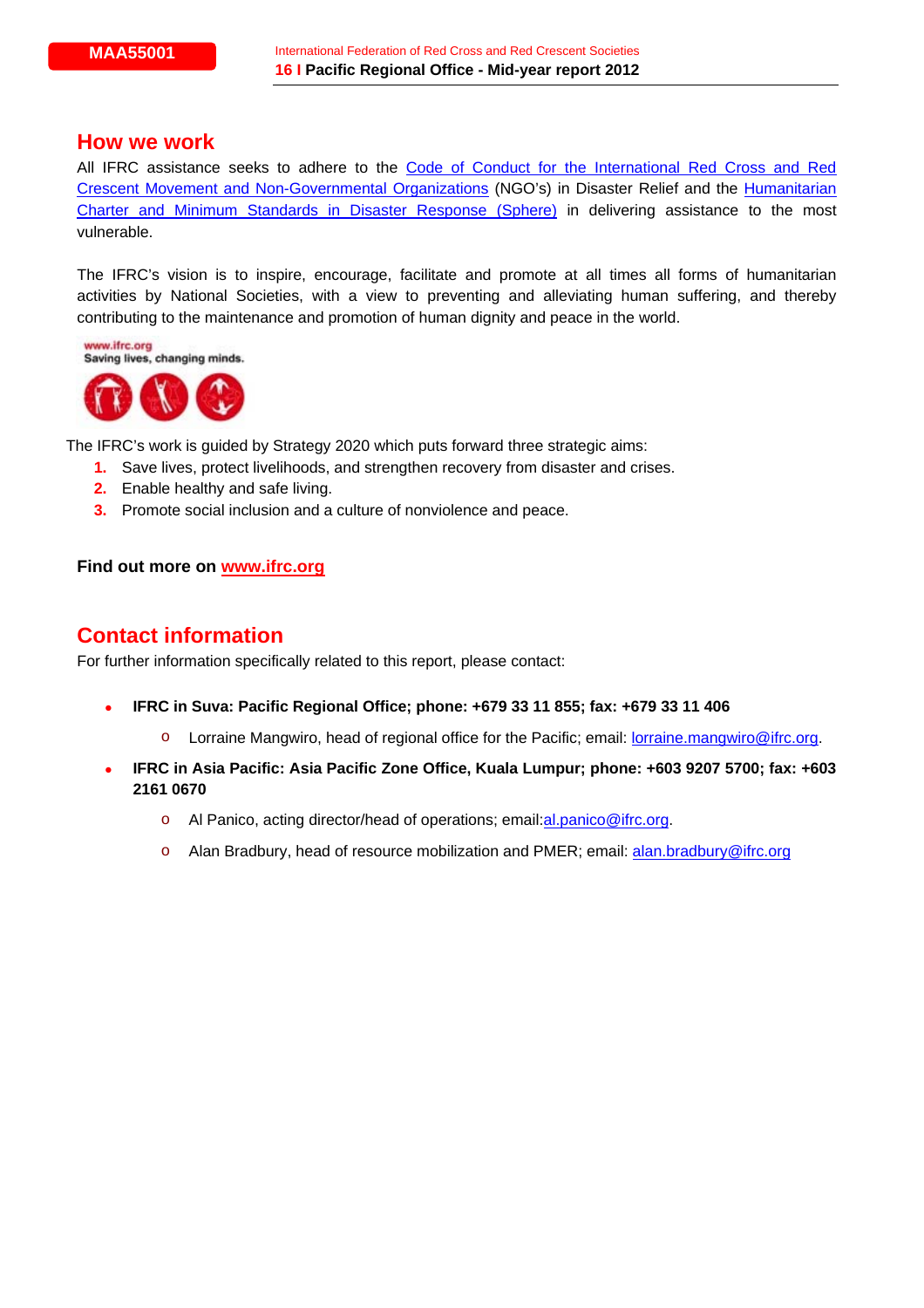## How we work

All IFRC assistance seeks to adhere to the Code of Conduct for the International Red Cross and Red Crescent Movement and Non-Governmental Organizations (NGO's) in Disaster Relief and the Humanitarian Charter and Minimum Standards in Disaster Response (Sphere) in delivering assistance to the most vulnerable.

The IFRC's vision is to inspire, encourage, facilitate and promote at all times all forms of humanitarian activities by National Societies, with a view to preventing and alleviating human suffering, and thereby contributing to the maintenance and promotion of human dignity and peace in the world.

www.ifrc.org
Saving lives, changing minds.

The IFRC's work is guided by Strategy 2020 which puts forward three strategic aims:

1. Save lives, protect livelihoods, and strengthen recovery from disaster and crises.
2. Enable healthy and safe living.
3. Promote social inclusion and a culture of nonviolence and peace.

**Find out more on www.ifrc.org**

## Contact information

For further information specifically related to this report, please contact:

- **IFRC in Suva: Pacific Regional Office; phone: +679 33 11 855; fax: +679 33 11 406**
  - Lorraine Mangwiro, head of regional office for the Pacific; email: lorraine.mangwiro@ifrc.org.
- **IFRC in Asia Pacific: Asia Pacific Zone Office, Kuala Lumpur; phone: +603 9207 5700; fax: +603 2161 0670**
  - Al Panico, acting director/head of operations; email:al.panico@ifrc.org.
  - Alan Bradbury, head of resource mobilization and PMER; email: alan.bradbury@ifrc.org